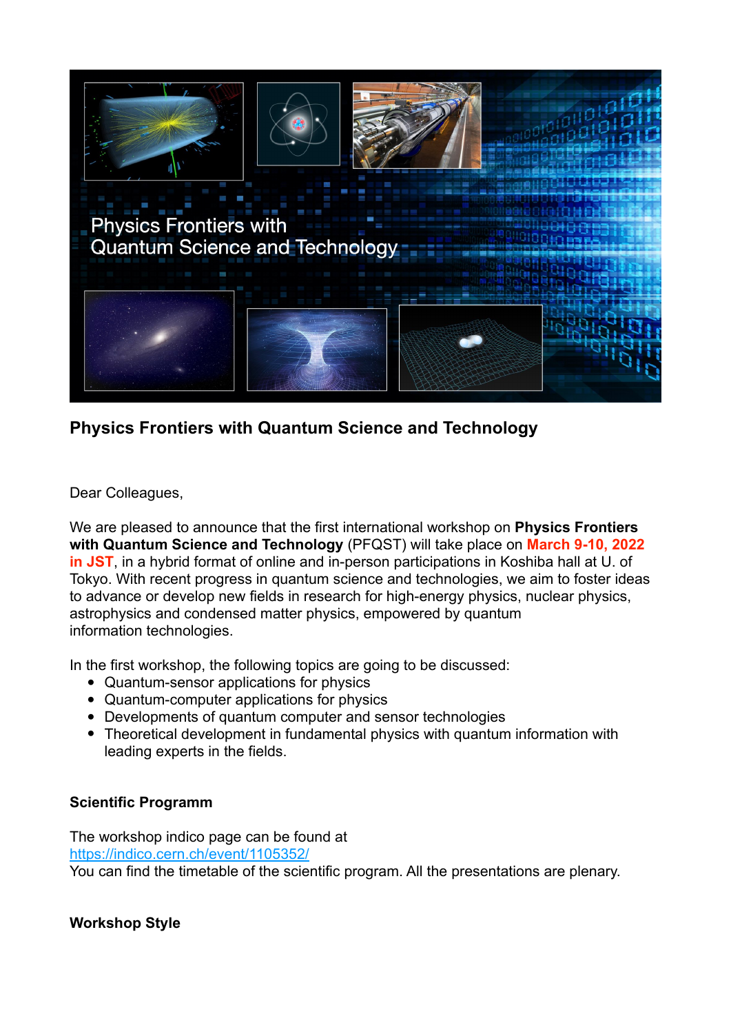# Physics Frontiers with Quantum Science and Technology

Dear Colleagues,

We are pleased to announce that the first international workshop on **Physics Frontiers with Quantum Science and Technology** (PFQST) will take place on **March 9-10, 2022 in JST**, in a hybrid format of online and in-person participations in Koshiba hall at U. of Tokyo. With recent progress in quantum science and technologies, we aim to foster ideas to advance or develop new fields in research for high-energy physics, nuclear physics, astrophysics and condensed matter physics, empowered by quantum information technologies.

In the first workshop, the following topics are going to be discussed:

- Quantum-sensor applications for physics
- Quantum-computer applications for physics
- Developments of quantum computer and sensor technologies
- Theoretical development in fundamental physics with quantum information with leading experts in the fields.

### Scientific Programm

The workshop indico page can be found at
https://indico.cern.ch/event/1105352/
You can find the timetable of the scientific program. All the presentations are plenary.

### Workshop Style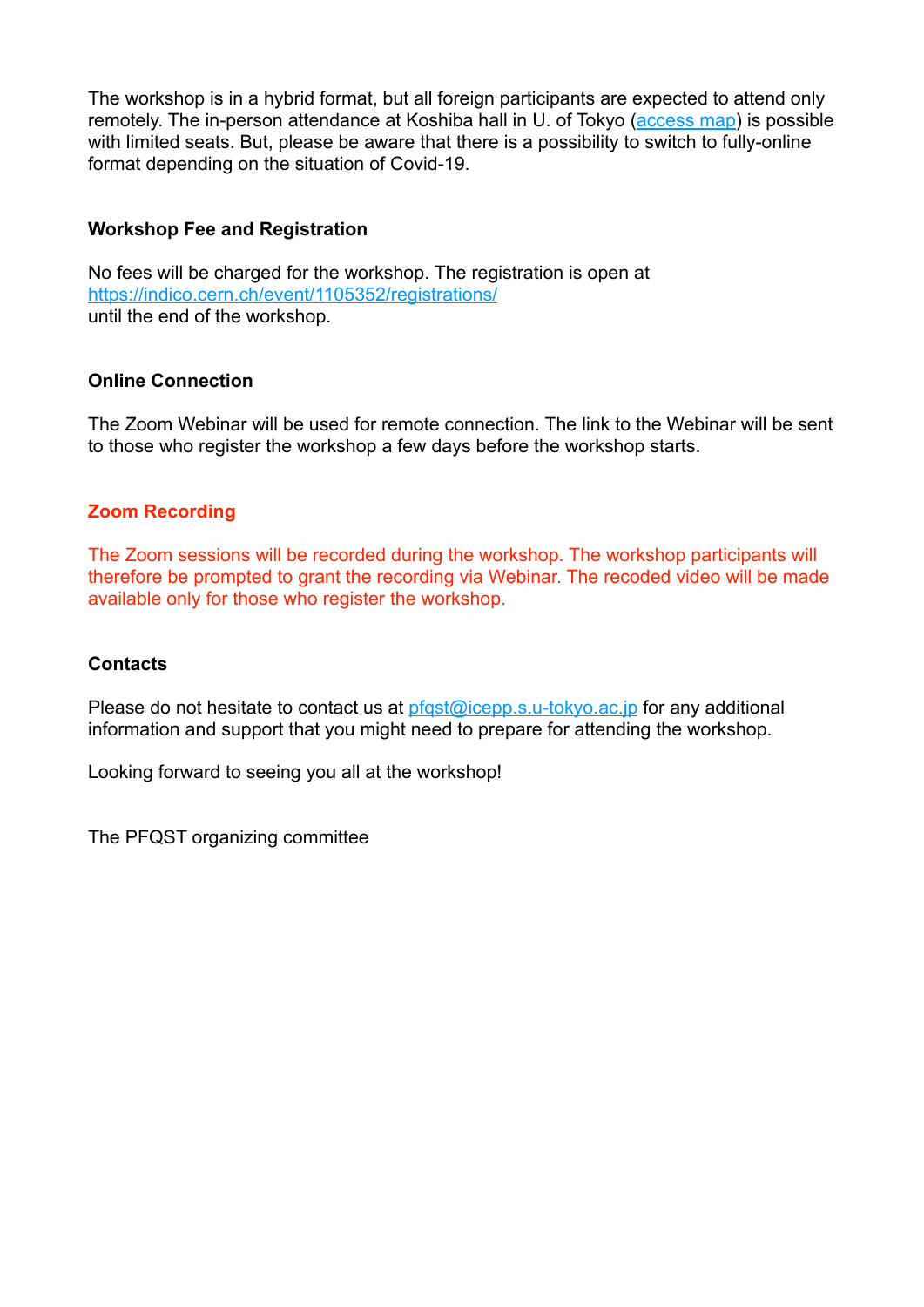The workshop is in a hybrid format, but all foreign participants are expected to attend only remotely. The in-person attendance at Koshiba hall in U. of Tokyo ([access map]()) is possible with limited seats. But, please be aware that there is a possibility to switch to fully-online format depending on the situation of Covid-19.

### Workshop Fee and Registration

No fees will be charged for the workshop. The registration is open at
[https://indico.cern.ch/event/1105352/registrations/](https://indico.cern.ch/event/1105352/registrations/)
until the end of the workshop.

### Online Connection

The Zoom Webinar will be used for remote connection. The link to the Webinar will be sent to those who register the workshop a few days before the workshop starts.

### Zoom Recording

The Zoom sessions will be recorded during the workshop. The workshop participants will therefore be prompted to grant the recording via Webinar. The recoded video will be made available only for those who register the workshop.

### Contacts

Please do not hesitate to contact us at [pfqst@icepp.s.u-tokyo.ac.jp](mailto:pfqst@icepp.s.u-tokyo.ac.jp) for any additional information and support that you might need to prepare for attending the workshop.

Looking forward to seeing you all at the workshop!

The PFQST organizing committee